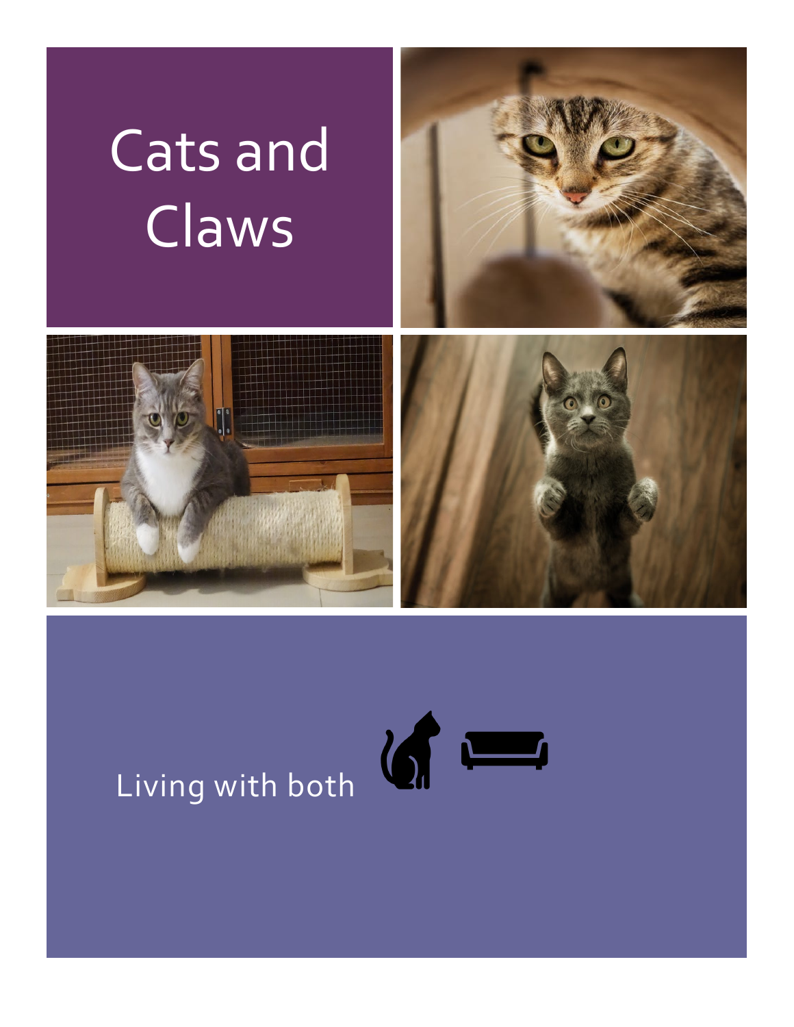# Cats and Claws

Living with both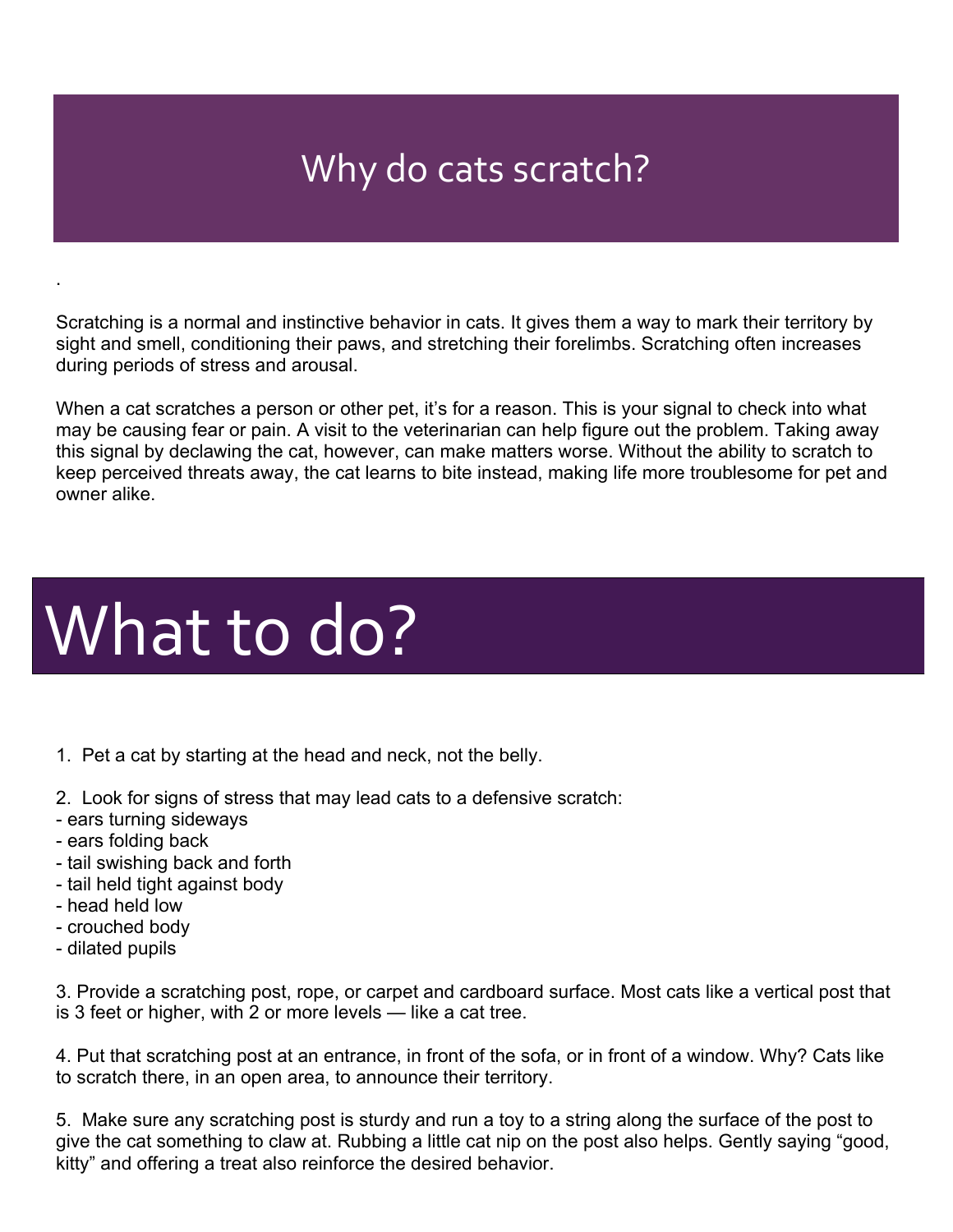# Why do cats scratch?

.

Scratching is a normal and instinctive behavior in cats. It gives them a way to mark their territory by sight and smell, conditioning their paws, and stretching their forelimbs. Scratching often increases during periods of stress and arousal.

When a cat scratches a person or other pet, it's for a reason. This is your signal to check into what may be causing fear or pain. A visit to the veterinarian can help figure out the problem. Taking away this signal by declawing the cat, however, can make matters worse. Without the ability to scratch to keep perceived threats away, the cat learns to bite instead, making life more troublesome for pet and owner alike.

# What to do?

1. Pet a cat by starting at the head and neck, not the belly.

2. Look for signs of stress that may lead cats to a defensive scratch:
- ears turning sideways
- ears folding back
- tail swishing back and forth
- tail held tight against body
- head held low
- crouched body
- dilated pupils

3. Provide a scratching post, rope, or carpet and cardboard surface. Most cats like a vertical post that is 3 feet or higher, with 2 or more levels — like a cat tree.

4. Put that scratching post at an entrance, in front of the sofa, or in front of a window. Why? Cats like to scratch there, in an open area, to announce their territory.

5. Make sure any scratching post is sturdy and run a toy to a string along the surface of the post to give the cat something to claw at. Rubbing a little cat nip on the post also helps. Gently saying "good, kitty" and offering a treat also reinforce the desired behavior.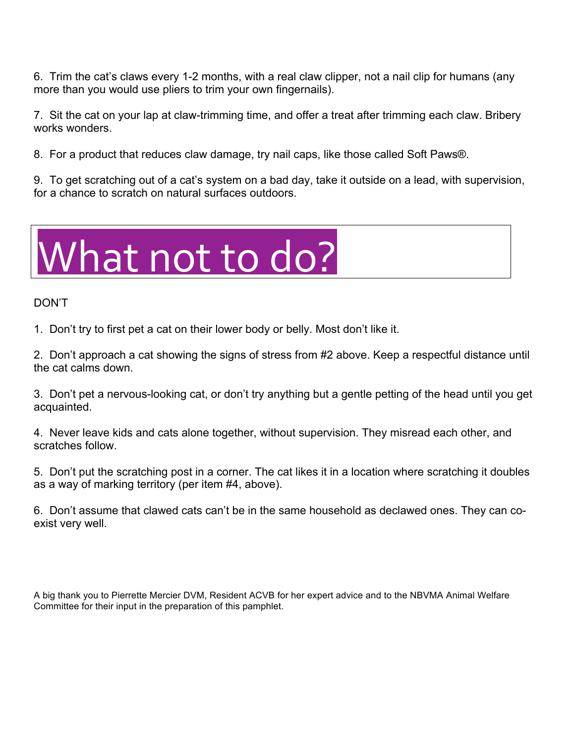6. Trim the cat’s claws every 1-2 months, with a real claw clipper, not a nail clip for humans (any more than you would use pliers to trim your own fingernails).

7. Sit the cat on your lap at claw-trimming time, and offer a treat after trimming each claw. Bribery works wonders.

8. For a product that reduces claw damage, try nail caps, like those called Soft Paws®.

9. To get scratching out of a cat’s system on a bad day, take it outside on a lead, with supervision, for a chance to scratch on natural surfaces outdoors.

# What not to do?

DON’T

1. Don’t try to first pet a cat on their lower body or belly. Most don’t like it.

2. Don’t approach a cat showing the signs of stress from #2 above. Keep a respectful distance until the cat calms down.

3. Don’t pet a nervous-looking cat, or don’t try anything but a gentle petting of the head until you get acquainted.

4. Never leave kids and cats alone together, without supervision. They misread each other, and scratches follow.

5. Don’t put the scratching post in a corner. The cat likes it in a location where scratching it doubles as a way of marking territory (per item #4, above).

6. Don’t assume that clawed cats can’t be in the same household as declawed ones. They can co-exist very well.

A big thank you to Pierrette Mercier DVM, Resident ACVB for her expert advice and to the NBVMA Animal Welfare Committee for their input in the preparation of this pamphlet.